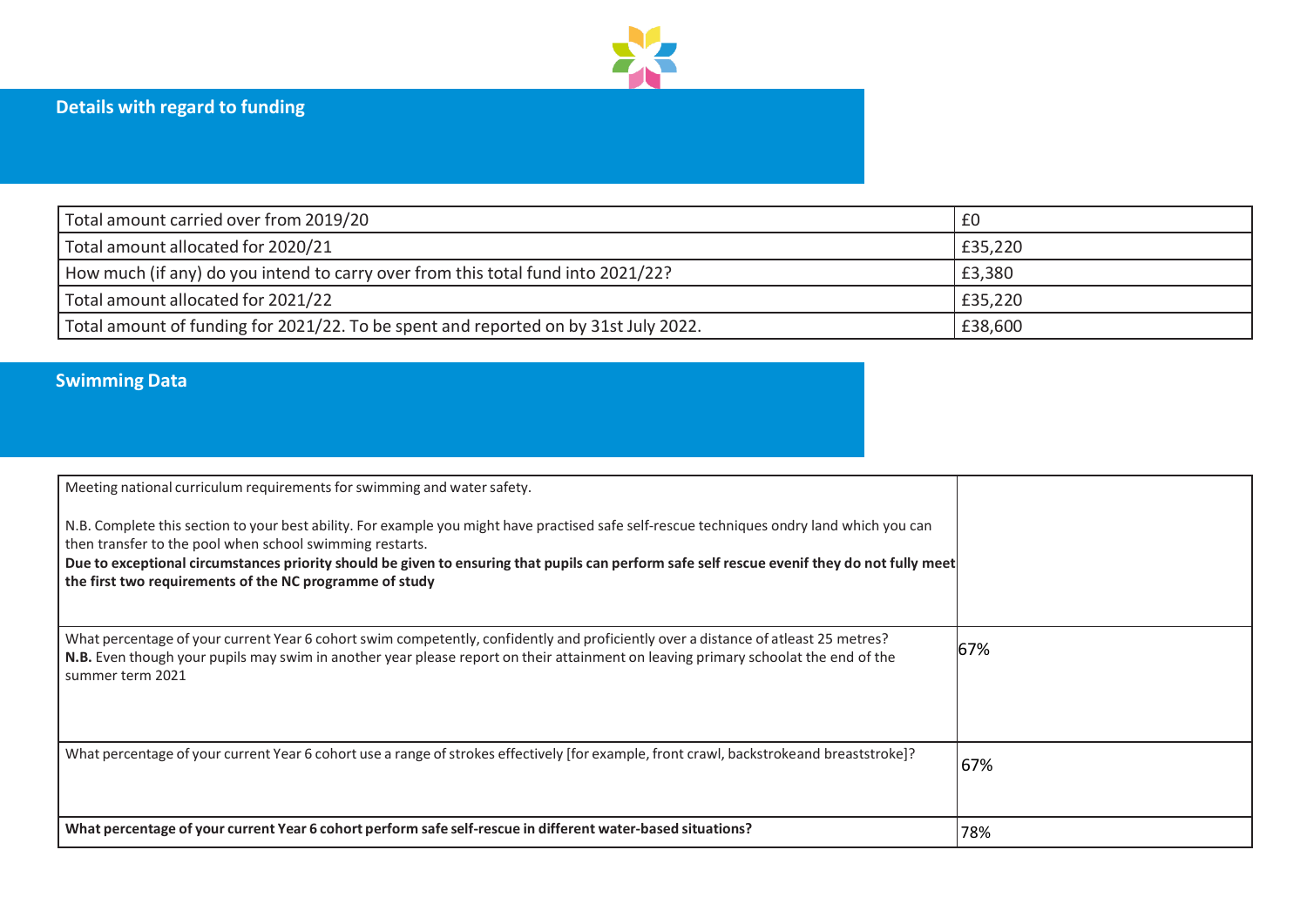## Details with regard to funding

| | |
|---|---|
| Total amount carried over from 2019/20 | £0 |
| Total amount allocated for 2020/21 | £35,220 |
| How much (if any) do you intend to carry over from this total fund into 2021/22? | £3,380 |
| Total amount allocated for 2021/22 | £35,220 |
| Total amount of funding for 2021/22. To be spent and reported on by 31st July 2022. | £38,600 |

## Swimming Data

| | |
|---|---|
| Meeting national curriculum requirements for swimming and water safety.<br><br>N.B. Complete this section to your best ability. For example you might have practised safe self-rescue techniques ondry land which you can then transfer to the pool when school swimming restarts.<br>**Due to exceptional circumstances priority should be given to ensuring that pupils can perform safe self rescue evenif they do not fully meet the first two requirements of the NC programme of study** | |
| What percentage of your current Year 6 cohort swim competently, confidently and proficiently over a distance of atleast 25 metres?<br>**N.B.** Even though your pupils may swim in another year please report on their attainment on leaving primary schoolat the end of the summer term 2021 | 67% |
| What percentage of your current Year 6 cohort use a range of strokes effectively [for example, front crawl, backstrokeand breaststroke]? | 67% |
| **What percentage of your current Year 6 cohort perform safe self-rescue in different water-based situations?** | 78% |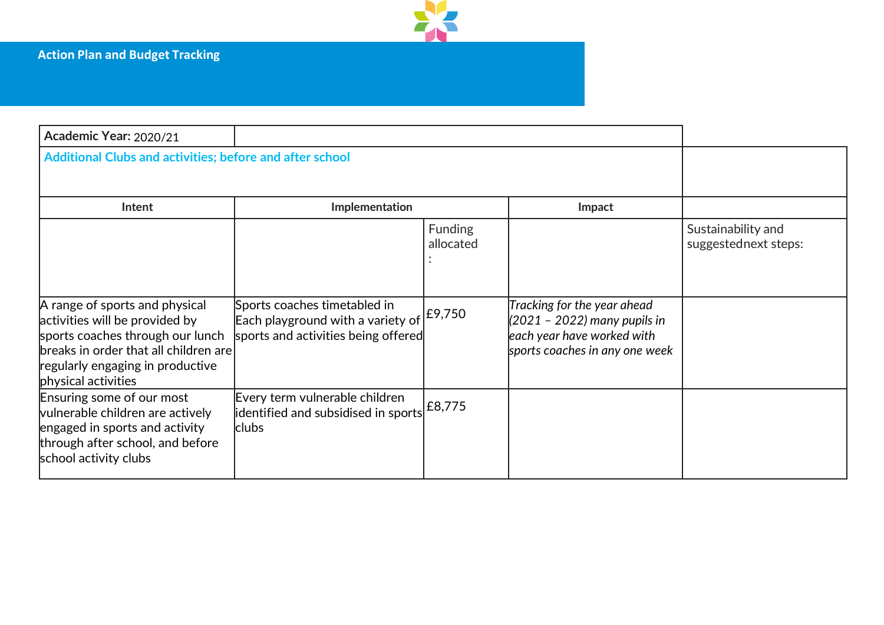## Action Plan and Budget Tracking

| **Academic Year:** 2020/21 | | | | |
|---|---|---|---|---|
| **Additional Clubs and activities; before and after school** | | | | |
| **Intent** | **Implementation** | | **Impact** | |
| | | Funding allocated: | | Sustainability and suggestednext steps: |
| A range of sports and physical activities will be provided by sports coaches through our lunch breaks in order that all children are regularly engaging in productive physical activities | Sports coaches timetabled in Each playground with a variety of sports and activities being offered | £9,750 | *Tracking for the year ahead (2021 – 2022) many pupils in each year have worked with sports coaches in any one week* | |
| Ensuring some of our most vulnerable children are actively engaged in sports and activity through after school, and before school activity clubs | Every term vulnerable children identified and subsidised in sports clubs | £8,775 | | |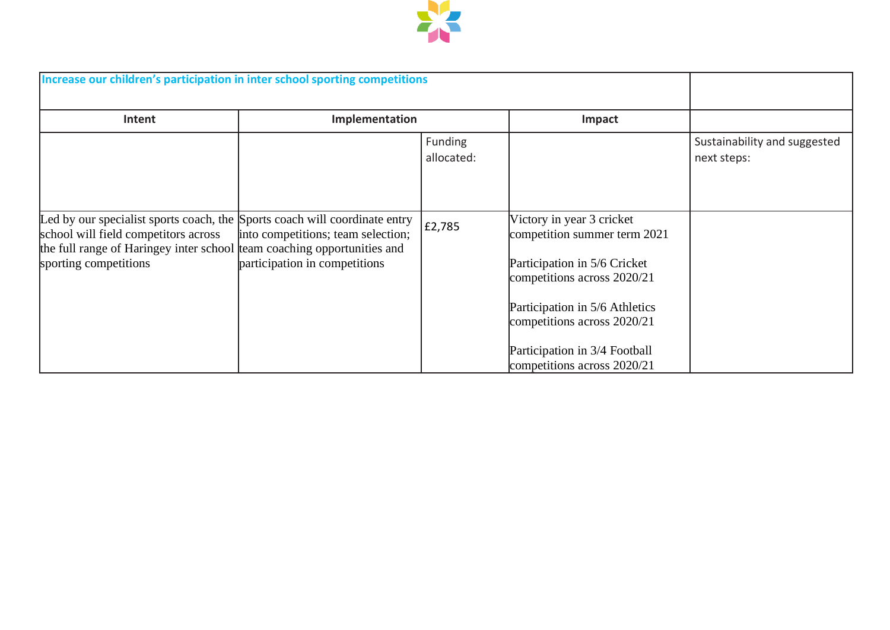| Increase our children's participation in inter school sporting competitions | | | | |
|---|---|---|---|---|
| **Intent** | **Implementation** | | **Impact** | |
| | | Funding allocated: | | Sustainability and suggested next steps: |
| Led by our specialist sports coach, the school will field competitors across the full range of Haringey inter school sporting competitions | Sports coach will coordinate entry into competitions; team selection; team coaching opportunities and participation in competitions | £2,785 | Victory in year 3 cricket competition summer term 2021<br><br>Participation in 5/6 Cricket competitions across 2020/21<br><br>Participation in 5/6 Athletics competitions across 2020/21<br><br>Participation in 3/4 Football competitions across 2020/21 | |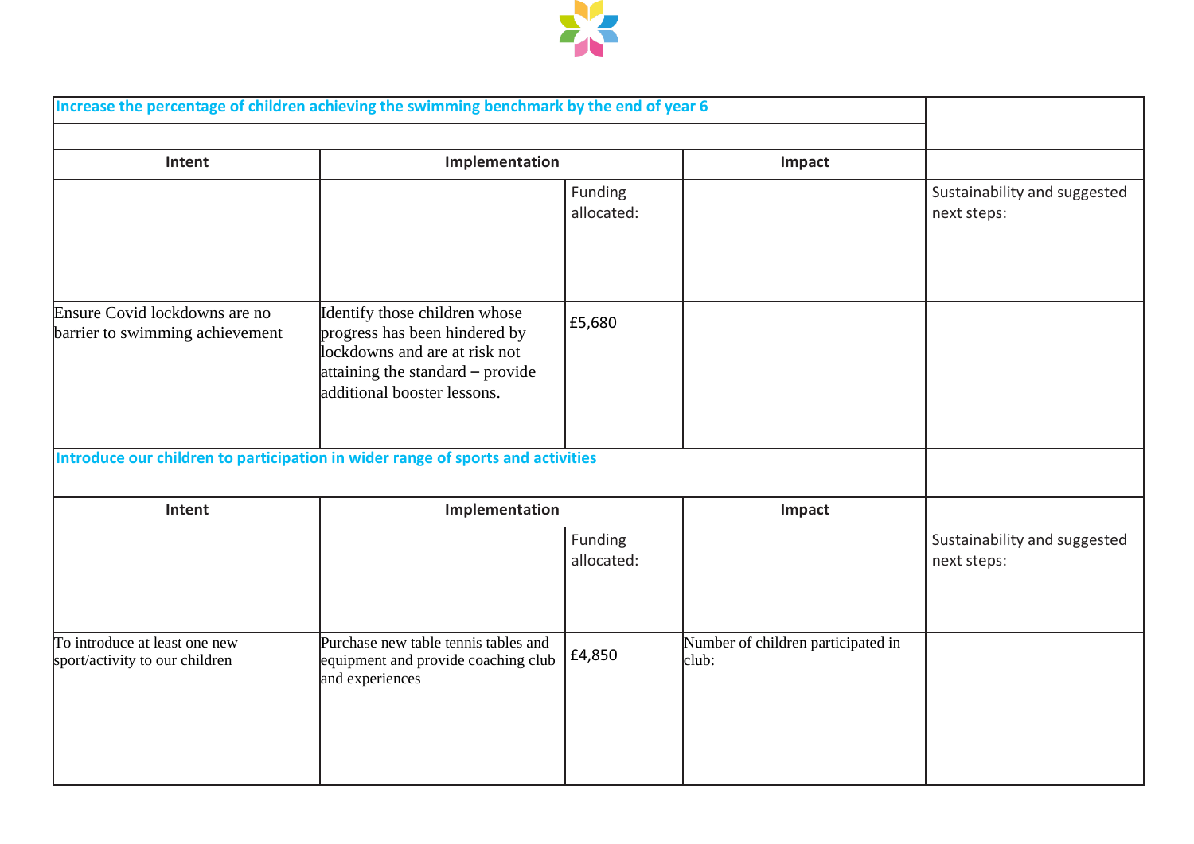| Increase the percentage of children achieving the swimming benchmark by the end of year 6 | | | | |
|---|---|---|---|---|
| **Intent** | **Implementation** | | **Impact** | |
| | | Funding allocated: | | Sustainability and suggested next steps: |
| Ensure Covid lockdowns are no barrier to swimming achievement | Identify those children whose progress has been hindered by lockdowns and are at risk not attaining the standard – provide additional booster lessons. | £5,680 | | |

| Introduce our children to participation in wider range of sports and activities | | | | |
|---|---|---|---|---|
| **Intent** | **Implementation** | | **Impact** | |
| | | Funding allocated: | | Sustainability and suggested next steps: |
| To introduce at least one new sport/activity to our children | Purchase new table tennis tables and equipment and provide coaching club and experiences | £4,850 | Number of children participated in club: | |